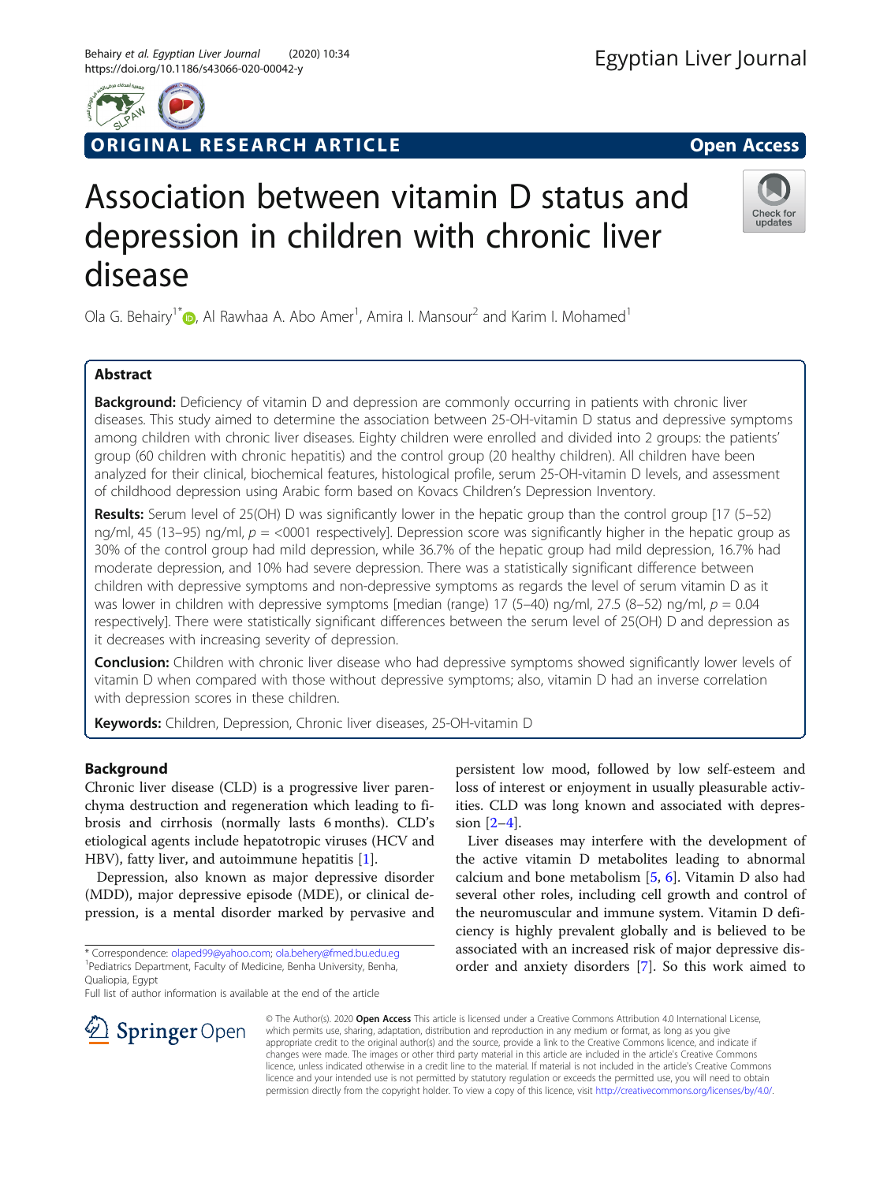ORIGINAL RESEARCH ARTICLE

Open Access

# Association between vitamin D status and depression in children with chronic liver disease

Ola G. Behairy[1*], Al Rawhaa A. Abo Amer[1], Amira I. Mansour[2] and Karim I. Mohamed[1]

## Abstract

**Background:** Deficiency of vitamin D and depression are commonly occurring in patients with chronic liver diseases. This study aimed to determine the association between 25-OH-vitamin D status and depressive symptoms among children with chronic liver diseases. Eighty children were enrolled and divided into 2 groups: the patients' group (60 children with chronic hepatitis) and the control group (20 healthy children). All children have been analyzed for their clinical, biochemical features, histological profile, serum 25-OH-vitamin D levels, and assessment of childhood depression using Arabic form based on Kovacs Children's Depression Inventory.

**Results:** Serum level of 25(OH) D was significantly lower in the hepatic group than the control group [17 (5–52) ng/ml, 45 (13–95) ng/ml, $p$ = <0001 respectively]. Depression score was significantly higher in the hepatic group as 30% of the control group had mild depression, while 36.7% of the hepatic group had mild depression, 16.7% had moderate depression, and 10% had severe depression. There was a statistically significant difference between children with depressive symptoms and non-depressive symptoms as regards the level of serum vitamin D as it was lower in children with depressive symptoms [median (range) 17 (5–40) ng/ml, 27.5 (8–52) ng/ml, $p$ = 0.04 respectively]. There were statistically significant differences between the serum level of 25(OH) D and depression as it decreases with increasing severity of depression.

**Conclusion:** Children with chronic liver disease who had depressive symptoms showed significantly lower levels of vitamin D when compared with those without depressive symptoms; also, vitamin D had an inverse correlation with depression scores in these children.

**Keywords:** Children, Depression, Chronic liver diseases, 25-OH-vitamin D

## Background

Chronic liver disease (CLD) is a progressive liver parenchyma destruction and regeneration which leading to fibrosis and cirrhosis (normally lasts 6 months). CLD's etiological agents include hepatotropic viruses (HCV and HBV), fatty liver, and autoimmune hepatitis [1].

Depression, also known as major depressive disorder (MDD), major depressive episode (MDE), or clinical depression, is a mental disorder marked by pervasive and persistent low mood, followed by low self-esteem and loss of interest or enjoyment in usually pleasurable activities. CLD was long known and associated with depression [2–4].

Liver diseases may interfere with the development of the active vitamin D metabolites leading to abnormal calcium and bone metabolism [5, 6]. Vitamin D also had several other roles, including cell growth and control of the neuromuscular and immune system. Vitamin D deficiency is highly prevalent globally and is believed to be associated with an increased risk of major depressive disorder and anxiety disorders [7]. So this work aimed to

* Correspondence: olaped99@yahoo.com; ola.behery@fmed.bu.edu.eg
[1]Pediatrics Department, Faculty of Medicine, Benha University, Benha, Qualiopia, Egypt
Full list of author information is available at the end of the article

© The Author(s). 2020 **Open Access** This article is licensed under a Creative Commons Attribution 4.0 International License, which permits use, sharing, adaptation, distribution and reproduction in any medium or format, as long as you give appropriate credit to the original author(s) and the source, provide a link to the Creative Commons licence, and indicate if changes were made. The images or other third party material in this article are included in the article's Creative Commons licence, unless indicated otherwise in a credit line to the material. If material is not included in the article's Creative Commons licence and your intended use is not permitted by statutory regulation or exceeds the permitted use, you will need to obtain permission directly from the copyright holder. To view a copy of this licence, visit http://creativecommons.org/licenses/by/4.0/.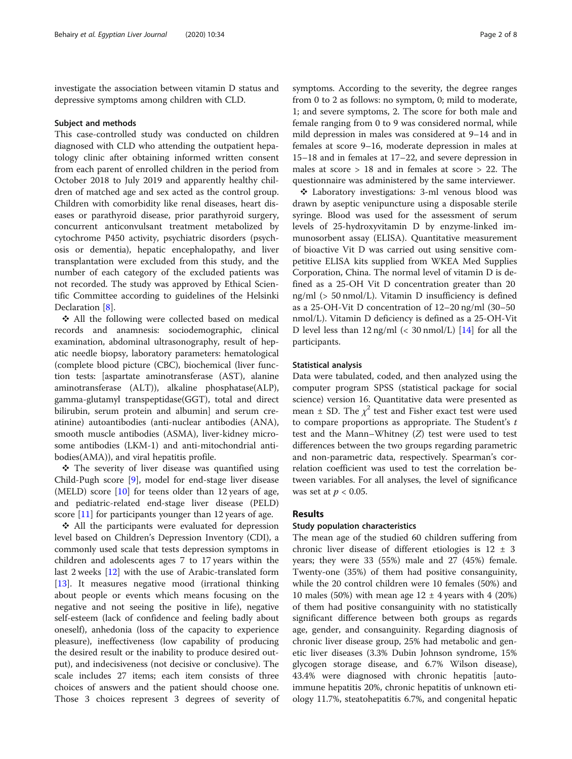investigate the association between vitamin D status and depressive symptoms among children with CLD.

### Subject and methods

This case-controlled study was conducted on children diagnosed with CLD who attending the outpatient hepatology clinic after obtaining informed written consent from each parent of enrolled children in the period from October 2018 to July 2019 and apparently healthy children of matched age and sex acted as the control group. Children with comorbidity like renal diseases, heart diseases or parathyroid disease, prior parathyroid surgery, concurrent anticonvulsant treatment metabolized by cytochrome P450 activity, psychiatric disorders (psychosis or dementia), hepatic encephalopathy, and liver transplantation were excluded from this study, and the number of each category of the excluded patients was not recorded. The study was approved by Ethical Scientific Committee according to guidelines of the Helsinki Declaration [8].

❖ All the following were collected based on medical records and anamnesis: sociodemographic, clinical examination, abdominal ultrasonography, result of hepatic needle biopsy, laboratory parameters: hematological (complete blood picture (CBC), biochemical (liver function tests: [aspartate aminotransferase (AST), alanine aminotransferase (ALT)), alkaline phosphatase(ALP), gamma-glutamyl transpeptidase(GGT), total and direct bilirubin, serum protein and albumin] and serum creatinine) autoantibodies (anti-nuclear antibodies (ANA), smooth muscle antibodies (ASMA), liver-kidney microsome antibodies (LKM-1) and anti-mitochondrial antibodies(AMA)), and viral hepatitis profile.

❖ The severity of liver disease was quantified using Child-Pugh score [9], model for end-stage liver disease (MELD) score [10] for teens older than 12 years of age, and pediatric-related end-stage liver disease (PELD) score [11] for participants younger than 12 years of age.

❖ All the participants were evaluated for depression level based on Children's Depression Inventory (CDI), a commonly used scale that tests depression symptoms in children and adolescents ages 7 to 17 years within the last 2 weeks [12] with the use of Arabic-translated form [13]. It measures negative mood (irrational thinking about people or events which means focusing on the negative and not seeing the positive in life), negative self-esteem (lack of confidence and feeling badly about oneself), anhedonia (loss of the capacity to experience pleasure), ineffectiveness (low capability of producing the desired result or the inability to produce desired output), and indecisiveness (not decisive or conclusive). The scale includes 27 items; each item consists of three choices of answers and the patient should choose one. Those 3 choices represent 3 degrees of severity of symptoms. According to the severity, the degree ranges from 0 to 2 as follows: no symptom, 0; mild to moderate, 1; and severe symptoms, 2. The score for both male and female ranging from 0 to 9 was considered normal, while mild depression in males was considered at 9–14 and in females at score 9–16, moderate depression in males at 15–18 and in females at 17–22, and severe depression in males at score > 18 and in females at score > 22. The questionnaire was administered by the same interviewer.

❖ Laboratory investigations*:* 3-ml venous blood was drawn by aseptic venipuncture using a disposable sterile syringe. Blood was used for the assessment of serum levels of 25-hydroxyvitamin D by enzyme-linked immunosorbent assay (ELISA). Quantitative measurement of bioactive Vit D was carried out using sensitive competitive ELISA kits supplied from WKEA Med Supplies Corporation, China. The normal level of vitamin D is defined as a 25-OH Vit D concentration greater than 20 ng/ml (> 50 nmol/L). Vitamin D insufficiency is defined as a 25-OH-Vit D concentration of 12–20 ng/ml (30–50 nmol/L). Vitamin D deficiency is defined as a 25-OH-Vit D level less than 12 ng/ml (< 30 nmol/L) [14] for all the participants.

### Statistical analysis

Data were tabulated, coded, and then analyzed using the computer program SPSS (statistical package for social science) version 16. Quantitative data were presented as mean ± SD. The $\chi^2$ test and Fisher exact test were used to compare proportions as appropriate. The Student's $t$ test and the Mann–Whitney ($Z$) test were used to test differences between the two groups regarding parametric and non-parametric data, respectively. Spearman's correlation coefficient was used to test the correlation between variables. For all analyses, the level of significance was set at $p < 0.05$.

## Results

### Study population characteristics

The mean age of the studied 60 children suffering from chronic liver disease of different etiologies is 12 ± 3 years; they were 33 (55%) male and 27 (45%) female. Twenty-one (35%) of them had positive consanguinity, while the 20 control children were 10 females (50%) and 10 males (50%) with mean age 12 ± 4 years with 4 (20%) of them had positive consanguinity with no statistically significant difference between both groups as regards age, gender, and consanguinity. Regarding diagnosis of chronic liver disease group, 25% had metabolic and genetic liver diseases (3.3% Dubin Johnson syndrome, 15% glycogen storage disease, and 6.7% Wilson disease), 43.4% were diagnosed with chronic hepatitis [autoimmune hepatitis 20%, chronic hepatitis of unknown etiology 11.7%, steatohepatitis 6.7%, and congenital hepatic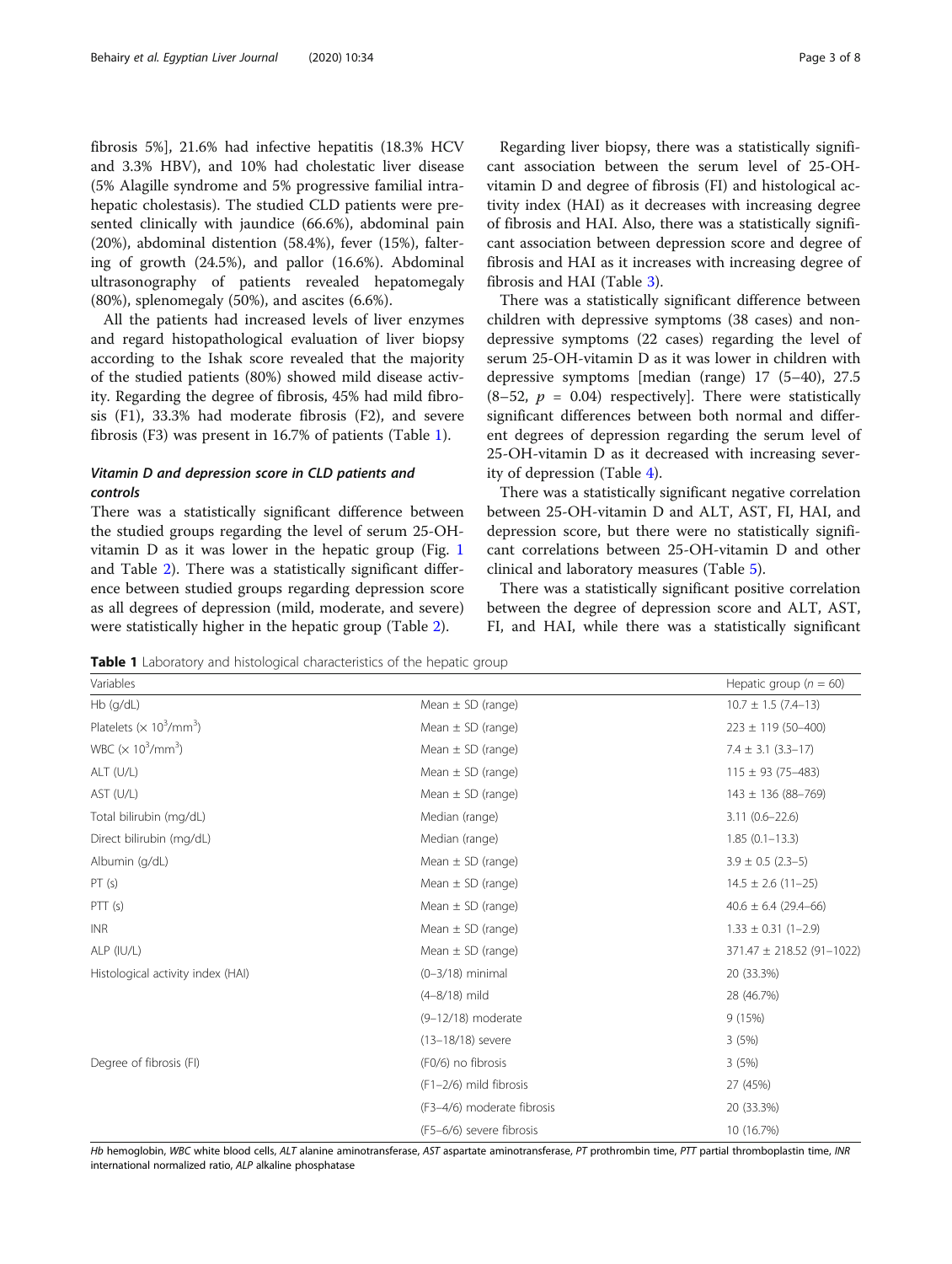fibrosis 5%], 21.6% had infective hepatitis (18.3% HCV and 3.3% HBV), and 10% had cholestatic liver disease (5% Alagille syndrome and 5% progressive familial intrahepatic cholestasis). The studied CLD patients were presented clinically with jaundice (66.6%), abdominal pain (20%), abdominal distention (58.4%), fever (15%), faltering of growth (24.5%), and pallor (16.6%). Abdominal ultrasonography of patients revealed hepatomegaly (80%), splenomegaly (50%), and ascites (6.6%).

All the patients had increased levels of liver enzymes and regard histopathological evaluation of liver biopsy according to the Ishak score revealed that the majority of the studied patients (80%) showed mild disease activity. Regarding the degree of fibrosis, 45% had mild fibrosis (F1), 33.3% had moderate fibrosis (F2), and severe fibrosis (F3) was present in 16.7% of patients (Table 1).

### Vitamin D and depression score in CLD patients and controls

There was a statistically significant difference between the studied groups regarding the level of serum 25-OH-vitamin D as it was lower in the hepatic group (Fig. 1 and Table 2). There was a statistically significant difference between studied groups regarding depression score as all degrees of depression (mild, moderate, and severe) were statistically higher in the hepatic group (Table 2).

Regarding liver biopsy, there was a statistically significant association between the serum level of 25-OH-vitamin D and degree of fibrosis (FI) and histological activity index (HAI) as it decreases with increasing degree of fibrosis and HAI. Also, there was a statistically significant association between depression score and degree of fibrosis and HAI as it increases with increasing degree of fibrosis and HAI (Table 3).

There was a statistically significant difference between children with depressive symptoms (38 cases) and non-depressive symptoms (22 cases) regarding the level of serum 25-OH-vitamin D as it was lower in children with depressive symptoms [median (range) 17 (5–40), 27.5 (8–52, $p$ = 0.04) respectively]. There were statistically significant differences between both normal and different degrees of depression regarding the serum level of 25-OH-vitamin D as it decreased with increasing severity of depression (Table 4).

There was a statistically significant negative correlation between 25-OH-vitamin D and ALT, AST, FI, HAI, and depression score, but there were no statistically significant correlations between 25-OH-vitamin D and other clinical and laboratory measures (Table 5).

There was a statistically significant positive correlation between the degree of depression score and ALT, AST, FI, and HAI, while there was a statistically significant

**Table 1** Laboratory and histological characteristics of the hepatic group

| Variables | | Hepatic group ($n$ = 60) |
|---|---|---|
| Hb (g/dL) | Mean ± SD (range) | 10.7 ± 1.5 (7.4–13) |
| Platelets (× $10^3$/mm$^3$) | Mean ± SD (range) | 223 ± 119 (50–400) |
| WBC (× $10^3$/mm$^3$) | Mean ± SD (range) | 7.4 ± 3.1 (3.3–17) |
| ALT (U/L) | Mean ± SD (range) | 115 ± 93 (75–483) |
| AST (U/L) | Mean ± SD (range) | 143 ± 136 (88–769) |
| Total bilirubin (mg/dL) | Median (range) | 3.11 (0.6–22.6) |
| Direct bilirubin (mg/dL) | Median (range) | 1.85 (0.1–13.3) |
| Albumin (g/dL) | Mean ± SD (range) | 3.9 ± 0.5 (2.3–5) |
| PT (s) | Mean ± SD (range) | 14.5 ± 2.6 (11–25) |
| PTT (s) | Mean ± SD (range) | 40.6 ± 6.4 (29.4–66) |
| INR | Mean ± SD (range) | 1.33 ± 0.31 (1–2.9) |
| ALP (IU/L) | Mean ± SD (range) | 371.47 ± 218.52 (91–1022) |
| Histological activity index (HAI) | (0–3/18) minimal | 20 (33.3%) |
| | (4–8/18) mild | 28 (46.7%) |
| | (9–12/18) moderate | 9 (15%) |
| | (13–18/18) severe | 3 (5%) |
| Degree of fibrosis (FI) | (F0/6) no fibrosis | 3 (5%) |
| | (F1–2/6) mild fibrosis | 27 (45%) |
| | (F3–4/6) moderate fibrosis | 20 (33.3%) |
| | (F5–6/6) severe fibrosis | 10 (16.7%) |

*Hb* hemoglobin, *WBC* white blood cells, *ALT* alanine aminotransferase, *AST* aspartate aminotransferase, *PT* prothrombin time, *PTT* partial thromboplastin time, *INR* international normalized ratio, *ALP* alkaline phosphatase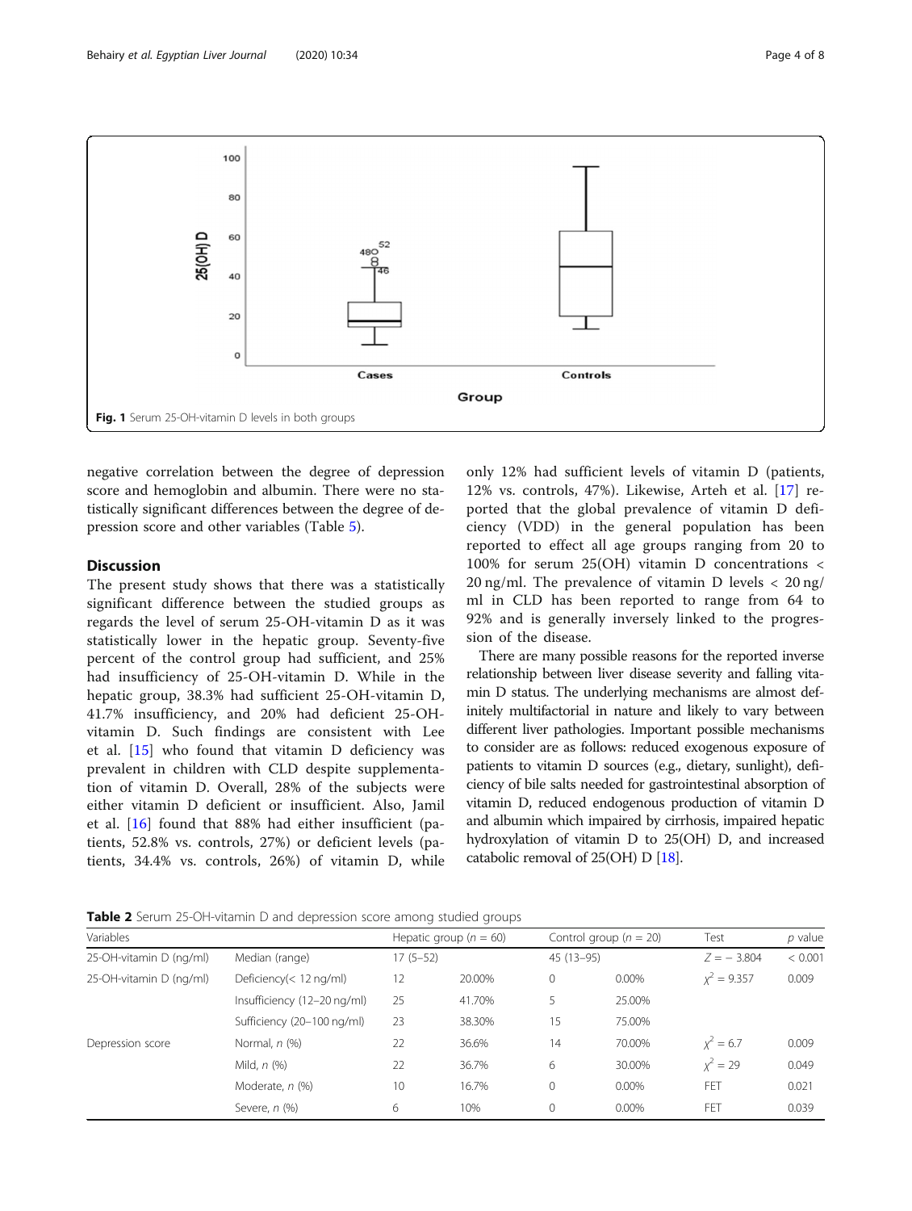Fig. 1 Serum 25-OH-vitamin D levels in both groups

negative correlation between the degree of depression score and hemoglobin and albumin. There were no statistically significant differences between the degree of depression score and other variables (Table 5).

## Discussion

The present study shows that there was a statistically significant difference between the studied groups as regards the level of serum 25-OH-vitamin D as it was statistically lower in the hepatic group. Seventy-five percent of the control group had sufficient, and 25% had insufficiency of 25-OH-vitamin D. While in the hepatic group, 38.3% had sufficient 25-OH-vitamin D, 41.7% insufficiency, and 20% had deficient 25-OH-vitamin D. Such findings are consistent with Lee et al. [15] who found that vitamin D deficiency was prevalent in children with CLD despite supplementation of vitamin D. Overall, 28% of the subjects were either vitamin D deficient or insufficient. Also, Jamil et al. [16] found that 88% had either insufficient (patients, 52.8% vs. controls, 27%) or deficient levels (patients, 34.4% vs. controls, 26%) of vitamin D, while only 12% had sufficient levels of vitamin D (patients, 12% vs. controls, 47%). Likewise, Arteh et al. [17] reported that the global prevalence of vitamin D deficiency (VDD) in the general population has been reported to effect all age groups ranging from 20 to 100% for serum 25(OH) vitamin D concentrations < 20 ng/ml. The prevalence of vitamin D levels < 20 ng/ml in CLD has been reported to range from 64 to 92% and is generally inversely linked to the progression of the disease.

There are many possible reasons for the reported inverse relationship between liver disease severity and falling vitamin D status. The underlying mechanisms are almost definitely multifactorial in nature and likely to vary between different liver pathologies. Important possible mechanisms to consider are as follows: reduced exogenous exposure of patients to vitamin D sources (e.g., dietary, sunlight), deficiency of bile salts needed for gastrointestinal absorption of vitamin D, reduced endogenous production of vitamin D and albumin which impaired by cirrhosis, impaired hepatic hydroxylation of vitamin D to 25(OH) D, and increased catabolic removal of 25(OH) D [18].

**Table 2** Serum 25-OH-vitamin D and depression score among studied groups

| Variables | | Hepatic group ($n$ = 60) | | Control group ($n$ = 20) | | Test | $p$ value |
|---|---|---|---|---|---|---|---|
| 25-OH-vitamin D (ng/ml) | Median (range) | 17 (5–52) | | 45 (13–95) | | $Z = -3.804$ | < 0.001 |
| 25-OH-vitamin D (ng/ml) | Deficiency(< 12 ng/ml) | 12 | 20.00% | 0 | 0.00% | $\chi^2 = 9.357$ | 0.009 |
| | Insufficiency (12–20 ng/ml) | 25 | 41.70% | 5 | 25.00% | | |
| | Sufficiency (20–100 ng/ml) | 23 | 38.30% | 15 | 75.00% | | |
| Depression score | Normal, $n$ (%) | 22 | 36.6% | 14 | 70.00% | $\chi^2 = 6.7$ | 0.009 |
| | Mild, $n$ (%) | 22 | 36.7% | 6 | 30.00% | $\chi^2 = 29$ | 0.049 |
| | Moderate, $n$ (%) | 10 | 16.7% | 0 | 0.00% | FET | 0.021 |
| | Severe, $n$ (%) | 6 | 10% | 0 | 0.00% | FET | 0.039 |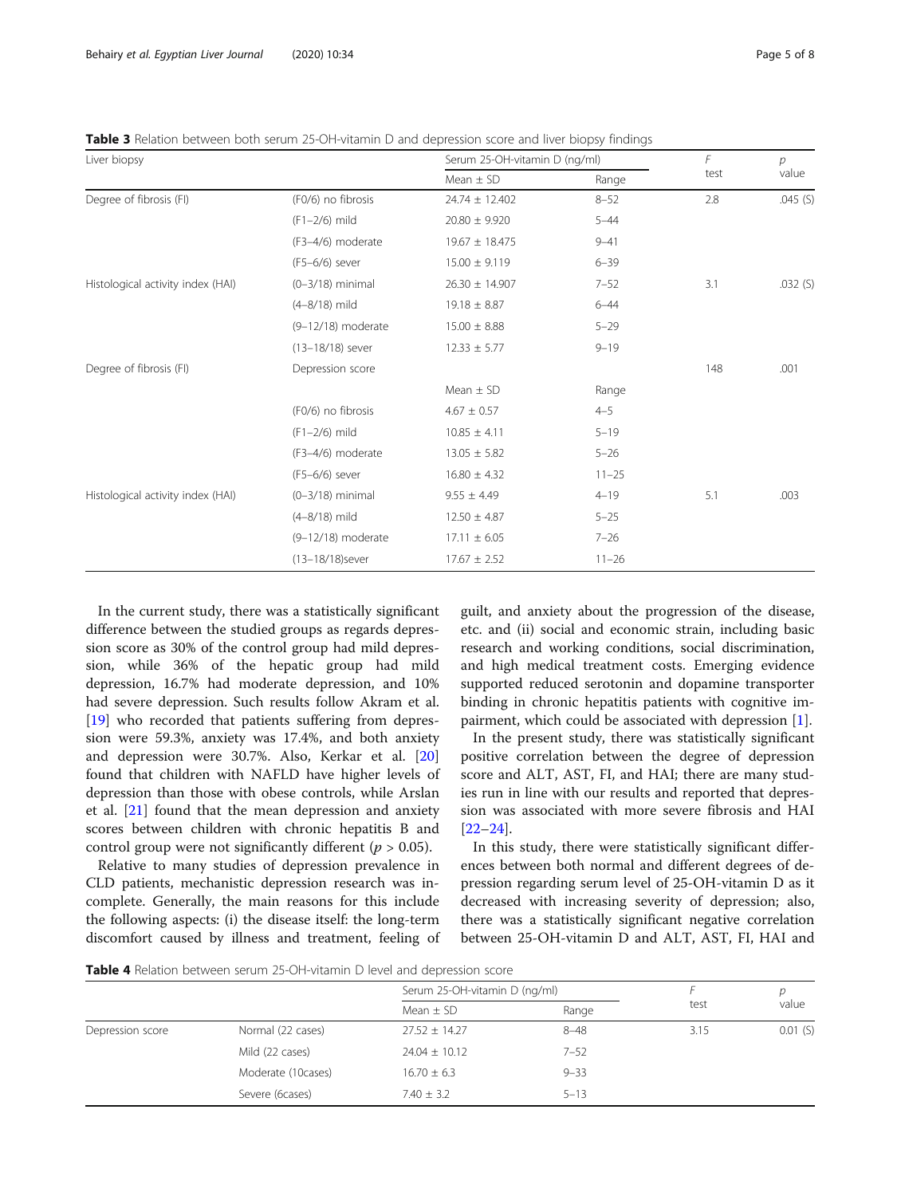**Table 3** Relation between both serum 25-OH-vitamin D and depression score and liver biopsy findings

| Liver biopsy | | Serum 25-OH-vitamin D (ng/ml) | | F test | p value |
|---|---|---|---|---|---|
| | | Mean ± SD | Range | | |
| Degree of fibrosis (FI) | (F0/6) no fibrosis | 24.74 ± 12.402 | 8–52 | 2.8 | .045 (S) |
| | (F1–2/6) mild | 20.80 ± 9.920 | 5–44 | | |
| | (F3–4/6) moderate | 19.67 ± 18.475 | 9–41 | | |
| | (F5–6/6) sever | 15.00 ± 9.119 | 6–39 | | |
| Histological activity index (HAI) | (0–3/18) minimal | 26.30 ± 14.907 | 7–52 | 3.1 | .032 (S) |
| | (4–8/18) mild | 19.18 ± 8.87 | 6–44 | | |
| | (9–12/18) moderate | 15.00 ± 8.88 | 5–29 | | |
| | (13–18/18) sever | 12.33 ± 5.77 | 9–19 | | |
| Degree of fibrosis (FI) | Depression score | | | 148 | .001 |
| | | Mean ± SD | Range | | |
| | (F0/6) no fibrosis | 4.67 ± 0.57 | 4–5 | | |
| | (F1–2/6) mild | 10.85 ± 4.11 | 5–19 | | |
| | (F3–4/6) moderate | 13.05 ± 5.82 | 5–26 | | |
| | (F5–6/6) sever | 16.80 ± 4.32 | 11–25 | | |
| Histological activity index (HAI) | (0–3/18) minimal | 9.55 ± 4.49 | 4–19 | 5.1 | .003 |
| | (4–8/18) mild | 12.50 ± 4.87 | 5–25 | | |
| | (9–12/18) moderate | 17.11 ± 6.05 | 7–26 | | |
| | (13–18/18)sever | 17.67 ± 2.52 | 11–26 | | |

In the current study, there was a statistically significant difference between the studied groups as regards depression score as 30% of the control group had mild depression, while 36% of the hepatic group had mild depression, 16.7% had moderate depression, and 10% had severe depression. Such results follow Akram et al. [19] who recorded that patients suffering from depression were 59.3%, anxiety was 17.4%, and both anxiety and depression were 30.7%. Also, Kerkar et al. [20] found that children with NAFLD have higher levels of depression than those with obese controls, while Arslan et al. [21] found that the mean depression and anxiety scores between children with chronic hepatitis B and control group were not significantly different ($p > 0.05$).

Relative to many studies of depression prevalence in CLD patients, mechanistic depression research was incomplete. Generally, the main reasons for this include the following aspects: (i) the disease itself: the long-term discomfort caused by illness and treatment, feeling of guilt, and anxiety about the progression of the disease, etc. and (ii) social and economic strain, including basic research and working conditions, social discrimination, and high medical treatment costs. Emerging evidence supported reduced serotonin and dopamine transporter binding in chronic hepatitis patients with cognitive impairment, which could be associated with depression [1].

In the present study, there was statistically significant positive correlation between the degree of depression score and ALT, AST, FI, and HAI; there are many studies run in line with our results and reported that depression was associated with more severe fibrosis and HAI [22–24].

In this study, there were statistically significant differences between both normal and different degrees of depression regarding serum level of 25-OH-vitamin D as it decreased with increasing severity of depression; also, there was a statistically significant negative correlation between 25-OH-vitamin D and ALT, AST, FI, HAI and

**Table 4** Relation between serum 25-OH-vitamin D level and depression score

| | | Serum 25-OH-vitamin D (ng/ml) | | F test | p value |
|---|---|---|---|---|---|
| | | Mean ± SD | Range | | |
| Depression score | Normal (22 cases) | 27.52 ± 14.27 | 8–48 | 3.15 | 0.01 (S) |
| | Mild (22 cases) | 24.04 ± 10.12 | 7–52 | | |
| | Moderate (10cases) | 16.70 ± 6.3 | 9–33 | | |
| | Severe (6cases) | 7.40 ± 3.2 | 5–13 | | |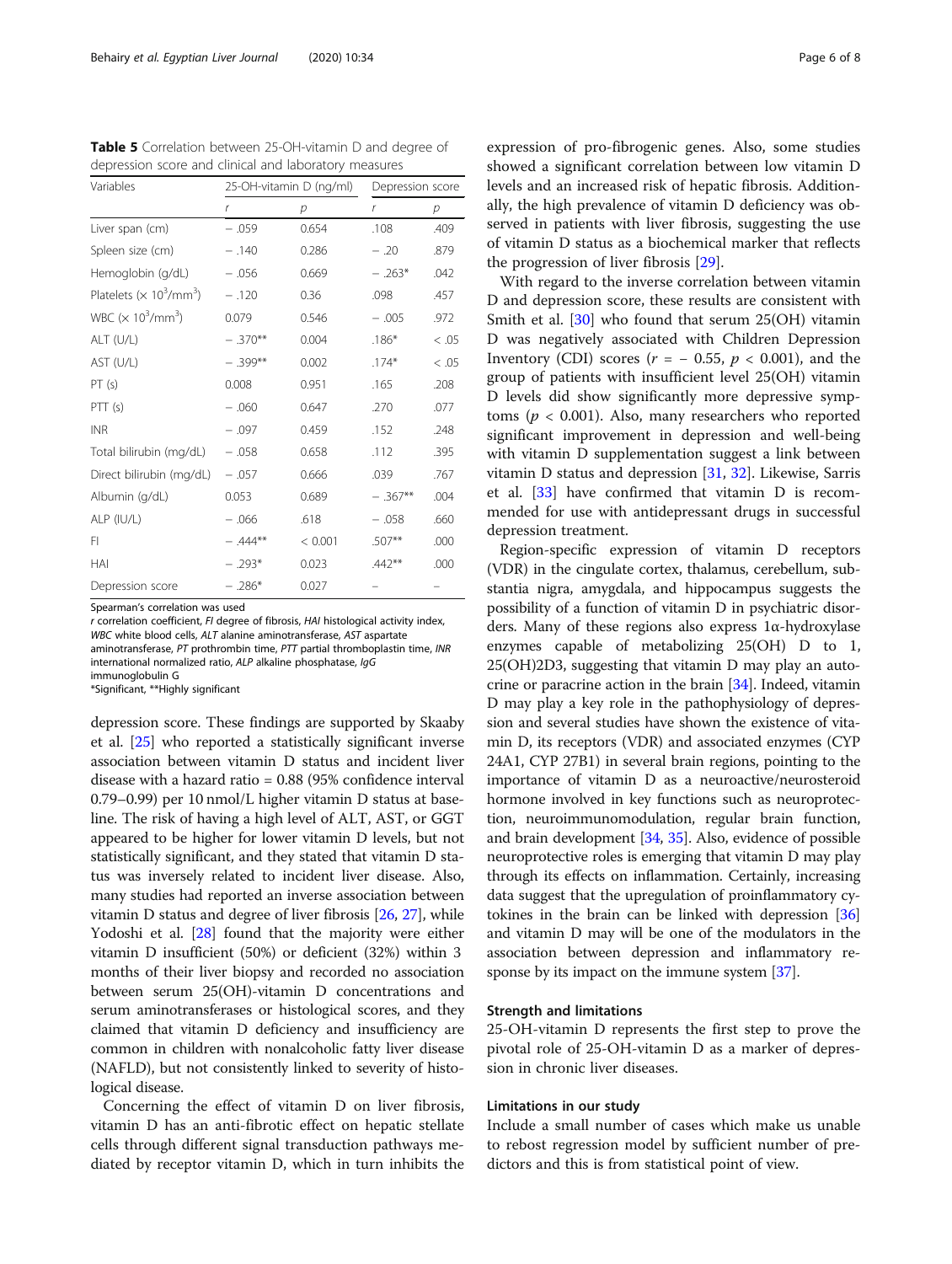**Table 5** Correlation between 25-OH-vitamin D and degree of depression score and clinical and laboratory measures

| Variables | 25-OH-vitamin D (ng/ml) | | Depression score | |
|---|---|---|---|---|
| | *r* | *p* | *r* | *p* |
| Liver span (cm) | − .059 | 0.654 | .108 | .409 |
| Spleen size (cm) | − .140 | 0.286 | − .20 | .879 |
| Hemoglobin (g/dL) | − .056 | 0.669 | − .263* | .042 |
| Platelets (× $10^3$/mm$^3$) | − .120 | 0.36 | .098 | .457 |
| WBC (× $10^3$/mm$^3$) | 0.079 | 0.546 | − .005 | .972 |
| ALT (U/L) | − .370** | 0.004 | .186* | < .05 |
| AST (U/L) | − .399** | 0.002 | .174* | < .05 |
| PT (s) | 0.008 | 0.951 | .165 | .208 |
| PTT (s) | − .060 | 0.647 | .270 | .077 |
| INR | − .097 | 0.459 | .152 | .248 |
| Total bilirubin (mg/dL) | − .058 | 0.658 | .112 | .395 |
| Direct bilirubin (mg/dL) | − .057 | 0.666 | .039 | .767 |
| Albumin (g/dL) | 0.053 | 0.689 | − .367** | .004 |
| ALP (IU/L) | − .066 | .618 | − .058 | .660 |
| FI | − .444** | < 0.001 | .507** | .000 |
| HAI | − .293* | 0.023 | .442** | .000 |
| Depression score | − .286* | 0.027 | – | – |

Spearman's correlation was used

*r* correlation coefficient, *FI* degree of fibrosis, *HAI* histological activity index, *WBC* white blood cells, *ALT* alanine aminotransferase, *AST* aspartate aminotransferase, *PT* prothrombin time, *PTT* partial thromboplastin time, *INR* international normalized ratio, *ALP* alkaline phosphatase, *IgG* immunoglobulin G

*Significant, **Highly significant

depression score. These findings are supported by Skaaby et al. [25] who reported a statistically significant inverse association between vitamin D status and incident liver disease with a hazard ratio = 0.88 (95% confidence interval 0.79–0.99) per 10 nmol/L higher vitamin D status at baseline. The risk of having a high level of ALT, AST, or GGT appeared to be higher for lower vitamin D levels, but not statistically significant, and they stated that vitamin D status was inversely related to incident liver disease. Also, many studies had reported an inverse association between vitamin D status and degree of liver fibrosis [26, 27], while Yodoshi et al. [28] found that the majority were either vitamin D insufficient (50%) or deficient (32%) within 3 months of their liver biopsy and recorded no association between serum 25(OH)-vitamin D concentrations and serum aminotransferases or histological scores, and they claimed that vitamin D deficiency and insufficiency are common in children with nonalcoholic fatty liver disease (NAFLD), but not consistently linked to severity of histological disease.

Concerning the effect of vitamin D on liver fibrosis, vitamin D has an anti-fibrotic effect on hepatic stellate cells through different signal transduction pathways mediated by receptor vitamin D, which in turn inhibits the expression of pro-fibrogenic genes. Also, some studies showed a significant correlation between low vitamin D levels and an increased risk of hepatic fibrosis. Additionally, the high prevalence of vitamin D deficiency was observed in patients with liver fibrosis, suggesting the use of vitamin D status as a biochemical marker that reflects the progression of liver fibrosis [29].

With regard to the inverse correlation between vitamin D and depression score, these results are consistent with Smith et al. [30] who found that serum 25(OH) vitamin D was negatively associated with Children Depression Inventory (CDI) scores ($r = -0.55$, $p < 0.001$), and the group of patients with insufficient level 25(OH) vitamin D levels did show significantly more depressive symptoms ($p < 0.001$). Also, many researchers who reported significant improvement in depression and well-being with vitamin D supplementation suggest a link between vitamin D status and depression [31, 32]. Likewise, Sarris et al. [33] have confirmed that vitamin D is recommended for use with antidepressant drugs in successful depression treatment.

Region-specific expression of vitamin D receptors (VDR) in the cingulate cortex, thalamus, cerebellum, substantia nigra, amygdala, and hippocampus suggests the possibility of a function of vitamin D in psychiatric disorders. Many of these regions also express 1α-hydroxylase enzymes capable of metabolizing 25(OH) D to 1, 25(OH)2D3, suggesting that vitamin D may play an autocrine or paracrine action in the brain [34]. Indeed, vitamin D may play a key role in the pathophysiology of depression and several studies have shown the existence of vitamin D, its receptors (VDR) and associated enzymes (CYP 24A1, CYP 27B1) in several brain regions, pointing to the importance of vitamin D as a neuroactive/neurosteroid hormone involved in key functions such as neuroprotection, neuroimmunomodulation, regular brain function, and brain development [34, 35]. Also, evidence of possible neuroprotective roles is emerging that vitamin D may play through its effects on inflammation. Certainly, increasing data suggest that the upregulation of proinflammatory cytokines in the brain can be linked with depression [36] and vitamin D may will be one of the modulators in the association between depression and inflammatory response by its impact on the immune system [37].

### Strength and limitations

25-OH-vitamin D represents the first step to prove the pivotal role of 25-OH-vitamin D as a marker of depression in chronic liver diseases.

### Limitations in our study

Include a small number of cases which make us unable to rebost regression model by sufficient number of predictors and this is from statistical point of view.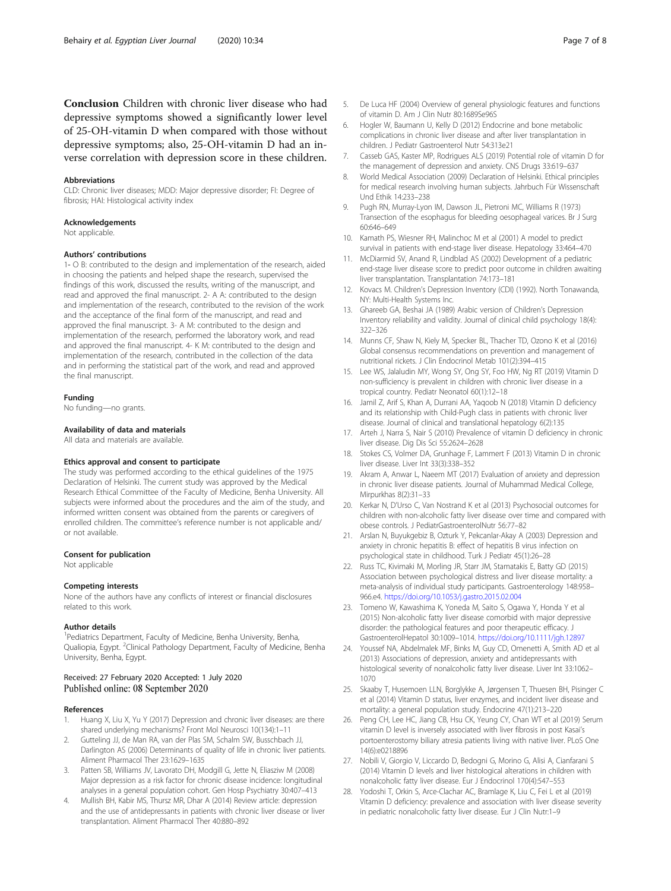**Conclusion** Children with chronic liver disease who had depressive symptoms showed a significantly lower level of 25-OH-vitamin D when compared with those without depressive symptoms; also, 25-OH-vitamin D had an inverse correlation with depression score in these children.

### Abbreviations

CLD: Chronic liver diseases; MDD: Major depressive disorder; FI: Degree of fibrosis; HAI: Histological activity index

### Acknowledgements

Not applicable.

### Authors' contributions

1- O B: contributed to the design and implementation of the research, aided in choosing the patients and helped shape the research, supervised the findings of this work, discussed the results, writing of the manuscript, and read and approved the final manuscript. 2- A A: contributed to the design and implementation of the research, contributed to the revision of the work and the acceptance of the final form of the manuscript, and read and approved the final manuscript. 3- A M: contributed to the design and implementation of the research, performed the laboratory work, and read and approved the final manuscript. 4- K M: contributed to the design and implementation of the research, contributed in the collection of the data and in performing the statistical part of the work, and read and approved the final manuscript.

### Funding

No funding—no grants.

### Availability of data and materials

All data and materials are available.

### Ethics approval and consent to participate

The study was performed according to the ethical guidelines of the 1975 Declaration of Helsinki. The current study was approved by the Medical Research Ethical Committee of the Faculty of Medicine, Benha University. All subjects were informed about the procedures and the aim of the study, and informed written consent was obtained from the parents or caregivers of enrolled children. The committee's reference number is not applicable and/or not available.

### Consent for publication

Not applicable

### Competing interests

None of the authors have any conflicts of interest or financial disclosures related to this work.

### Author details

[1]Pediatrics Department, Faculty of Medicine, Benha University, Benha, Qualiopia, Egypt. [2]Clinical Pathology Department, Faculty of Medicine, Benha University, Benha, Egypt.

Received: 27 February 2020 Accepted: 1 July 2020
Published online: 08 September 2020

### References

1. Huang X, Liu X, Yu Y (2017) Depression and chronic liver diseases: are there shared underlying mechanisms? Front Mol Neurosci 10(134):1–11
2. Gutteling JJ, de Man RA, van der Plas SM, Schalm SW, Busschbach JJ, Darlington AS (2006) Determinants of quality of life in chronic liver patients. Aliment Pharmacol Ther 23:1629–1635
3. Patten SB, Williams JV, Lavorato DH, Modgill G, Jette N, Eliasziw M (2008) Major depression as a risk factor for chronic disease incidence: longitudinal analyses in a general population cohort. Gen Hosp Psychiatry 30:407–413
4. Mullish BH, Kabir MS, Thursz MR, Dhar A (2014) Review article: depression and the use of antidepressants in patients with chronic liver disease or liver transplantation. Aliment Pharmacol Ther 40:880–892
5. De Luca HF (2004) Overview of general physiologic features and functions of vitamin D. Am J Clin Nutr 80:1689Se96S
6. Hogler W, Baumann U, Kelly D (2012) Endocrine and bone metabolic complications in chronic liver disease and after liver transplantation in children. J Pediatr Gastroenterol Nutr 54:313e21
7. Casseb GAS, Kaster MP, Rodrigues ALS (2019) Potential role of vitamin D for the management of depression and anxiety. CNS Drugs 33:619–637
8. World Medical Association (2009) Declaration of Helsinki. Ethical principles for medical research involving human subjects. Jahrbuch Für Wissenschaft Und Ethik 14:233–238
9. Pugh RN, Murray-Lyon IM, Dawson JL, Pietroni MC, Williams R (1973) Transection of the esophagus for bleeding oesophageal varices. Br J Surg 60:646–649
10. Kamath PS, Wiesner RH, Malinchoc M et al (2001) A model to predict survival in patients with end-stage liver disease. Hepatology 33:464–470
11. McDiarmid SV, Anand R, Lindblad AS (2002) Development of a pediatric end-stage liver disease score to predict poor outcome in children awaiting liver transplantation. Transplantation 74:173–181
12. Kovacs M. Children's Depression Inventory (CDI) (1992). North Tonawanda, NY: Multi-Health Systems Inc.
13. Ghareeb GA, Beshai JA (1989) Arabic version of Children's Depression Inventory reliability and validity. Journal of clinical child psychology 18(4): 322–326
14. Munns CF, Shaw N, Kiely M, Specker BL, Thacher TD, Ozono K et al (2016) Global consensus recommendations on prevention and management of nutritional rickets. J Clin Endocrinol Metab 101(2):394–415
15. Lee WS, Jalaludin MY, Wong SY, Ong SY, Foo HW, Ng RT (2019) Vitamin D non-sufficiency is prevalent in children with chronic liver disease in a tropical country. Pediatr Neonatol 60(1):12–18
16. Jamil Z, Arif S, Khan A, Durrani AA, Yaqoob N (2018) Vitamin D deficiency and its relationship with Child-Pugh class in patients with chronic liver disease. Journal of clinical and translational hepatology 6(2):135
17. Arteh J, Narra S, Nair S (2010) Prevalence of vitamin D deficiency in chronic liver disease. Dig Dis Sci 55:2624–2628
18. Stokes CS, Volmer DA, Grunhage F, Lammert F (2013) Vitamin D in chronic liver disease. Liver Int 33(3):338–352
19. Akram A, Anwar L, Naeem MT (2017) Evaluation of anxiety and depression in chronic liver disease patients. Journal of Muhammad Medical College, Mirpurkhas 8(2):31–33
20. Kerkar N, D'Urso C, Van Nostrand K et al (2013) Psychosocial outcomes for children with non-alcoholic fatty liver disease over time and compared with obese controls. J PediatrGastroenterolNutr 56:77–82
21. Arslan N, Buyukgebiz B, Ozturk Y, Pekcanlar-Akay A (2003) Depression and anxiety in chronic hepatitis B: effect of hepatitis B virus infection on psychological state in childhood. Turk J Pediatr 45(1):26–28
22. Russ TC, Kivimaki M, Morling JR, Starr JM, Stamatakis E, Batty GD (2015) Association between psychological distress and liver disease mortality: a meta-analysis of individual study participants. Gastroenterology 148:958–966.e4. https://doi.org/10.1053/j.gastro.2015.02.004
23. Tomeno W, Kawashima K, Yoneda M, Saito S, Ogawa Y, Honda Y et al (2015) Non-alcoholic fatty liver disease comorbid with major depressive disorder: the pathological features and poor therapeutic efficacy. J GastroenterolHepatol 30:1009–1014. https://doi.org/10.1111/jgh.12897
24. Youssef NA, Abdelmalek MF, Binks M, Guy CD, Omenetti A, Smith AD et al (2013) Associations of depression, anxiety and antidepressants with histological severity of nonalcoholic fatty liver disease. Liver Int 33:1062–1070
25. Skaaby T, Husemoen LLN, Borglykke A, Jørgensen T, Thuesen BH, Pisinger C et al (2014) Vitamin D status, liver enzymes, and incident liver disease and mortality: a general population study. Endocrine 47(1):213–220
26. Peng CH, Lee HC, Jiang CB, Hsu CK, Yeung CY, Chan WT et al (2019) Serum vitamin D level is inversely associated with liver fibrosis in post Kasai's portoenterostomy biliary atresia patients living with native liver. PLoS One 14(6):e0218896
27. Nobili V, Giorgio V, Liccardo D, Bedogni G, Morino G, Alisi A, Cianfarani S (2014) Vitamin D levels and liver histological alterations in children with nonalcoholic fatty liver disease. Eur J Endocrinol 170(4):547–553
28. Yodoshi T, Orkin S, Arce-Clachar AC, Bramlage K, Liu C, Fei L et al (2019) Vitamin D deficiency: prevalence and association with liver disease severity in pediatric nonalcoholic fatty liver disease. Eur J Clin Nutr:1–9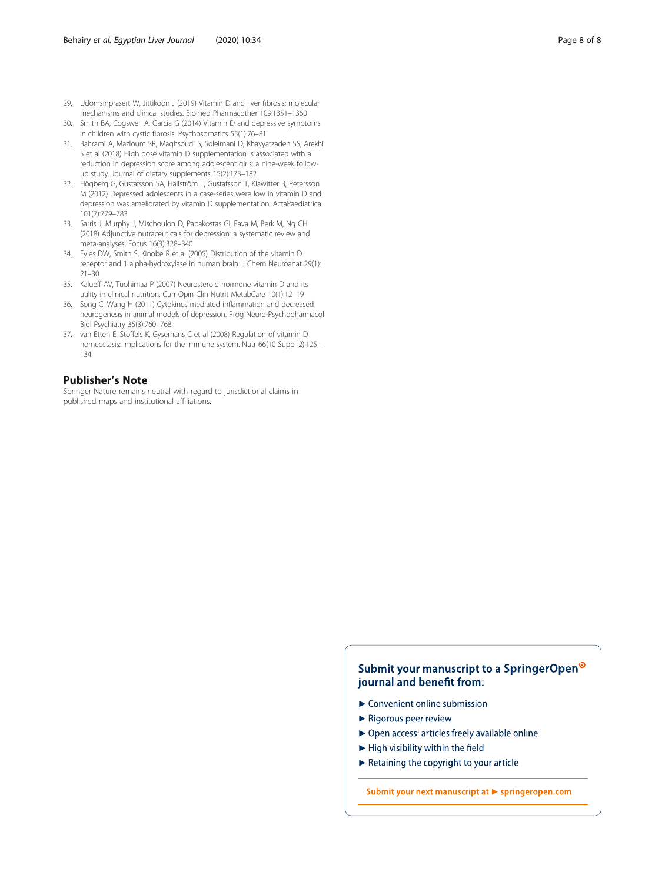29. Udomsinprasert W, Jittikoon J (2019) Vitamin D and liver fibrosis: molecular mechanisms and clinical studies. Biomed Pharmacother 109:1351–1360
30. Smith BA, Cogswell A, Garcia G (2014) Vitamin D and depressive symptoms in children with cystic fibrosis. Psychosomatics 55(1):76–81
31. Bahrami A, Mazloum SR, Maghsoudi S, Soleimani D, Khayyatzadeh SS, Arekhi S et al (2018) High dose vitamin D supplementation is associated with a reduction in depression score among adolescent girls: a nine-week follow-up study. Journal of dietary supplements 15(2):173–182
32. Högberg G, Gustafsson SA, Hällström T, Gustafsson T, Klawitter B, Petersson M (2012) Depressed adolescents in a case-series were low in vitamin D and depression was ameliorated by vitamin D supplementation. ActaPaediatrica 101(7):779–783
33. Sarris J, Murphy J, Mischoulon D, Papakostas GI, Fava M, Berk M, Ng CH (2018) Adjunctive nutraceuticals for depression: a systematic review and meta-analyses. Focus 16(3):328–340
34. Eyles DW, Smith S, Kinobe R et al (2005) Distribution of the vitamin D receptor and 1 alpha-hydroxylase in human brain. J Chem Neuroanat 29(1): 21–30
35. Kalueff AV, Tuohimaa P (2007) Neurosteroid hormone vitamin D and its utility in clinical nutrition. Curr Opin Clin Nutrit MetabCare 10(1):12–19
36. Song C, Wang H (2011) Cytokines mediated inflammation and decreased neurogenesis in animal models of depression. Prog Neuro-Psychopharmacol Biol Psychiatry 35(3):760–768
37. van Etten E, Stoffels K, Gysemans C et al (2008) Regulation of vitamin D homeostasis: implications for the immune system. Nutr 66(10 Suppl 2):125–134

## Publisher's Note

Springer Nature remains neutral with regard to jurisdictional claims in published maps and institutional affiliations.

**Submit your manuscript to a SpringerOpen journal and benefit from:**

- ► Convenient online submission
- ► Rigorous peer review
- ► Open access: articles freely available online
- ► High visibility within the field
- ► Retaining the copyright to your article

**Submit your next manuscript at ► springeropen.com**